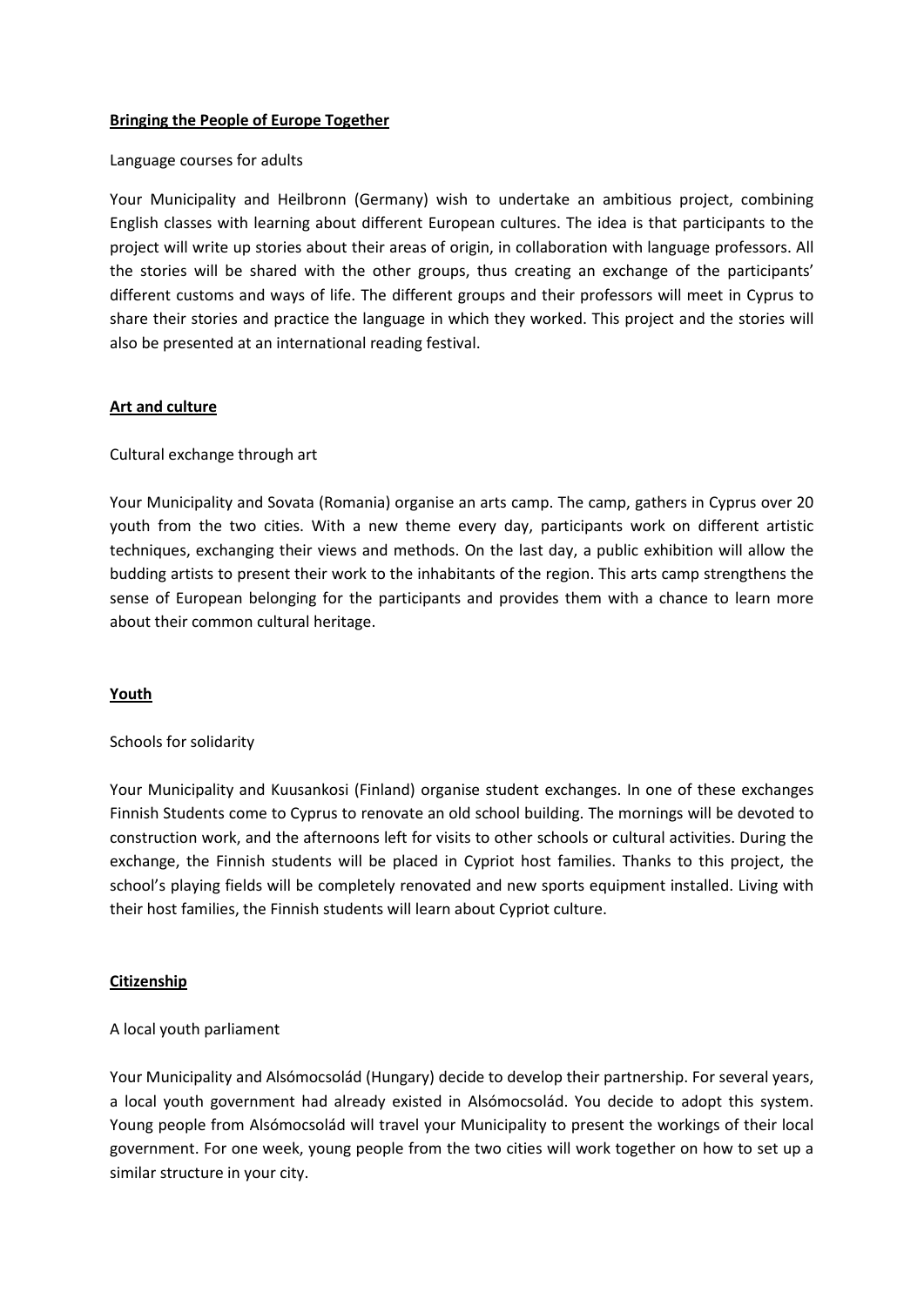## Bringing the People of Europe Together

Language courses for adults

Your Municipality and Heilbronn (Germany) wish to undertake an ambitious project, combining English classes with learning about different European cultures. The idea is that participants to the project will write up stories about their areas of origin, in collaboration with language professors. All the stories will be shared with the other groups, thus creating an exchange of the participants' different customs and ways of life. The different groups and their professors will meet in Cyprus to share their stories and practice the language in which they worked. This project and the stories will also be presented at an international reading festival.

## Art and culture

Cultural exchange through art

Your Municipality and Sovata (Romania) organise an arts camp. The camp, gathers in Cyprus over 20 youth from the two cities. With a new theme every day, participants work on different artistic techniques, exchanging their views and methods. On the last day, a public exhibition will allow the budding artists to present their work to the inhabitants of the region. This arts camp strengthens the sense of European belonging for the participants and provides them with a chance to learn more about their common cultural heritage.

## Youth

Schools for solidarity

Your Municipality and Kuusankosi (Finland) organise student exchanges. In one of these exchanges Finnish Students come to Cyprus to renovate an old school building. The mornings will be devoted to construction work, and the afternoons left for visits to other schools or cultural activities. During the exchange, the Finnish students will be placed in Cypriot host families. Thanks to this project, the school's playing fields will be completely renovated and new sports equipment installed. Living with their host families, the Finnish students will learn about Cypriot culture.

## Citizenship

A local youth parliament

Your Municipality and Alsómocsolád (Hungary) decide to develop their partnership. For several years, a local youth government had already existed in Alsómocsolád. You decide to adopt this system. Young people from Alsómocsolád will travel your Municipality to present the workings of their local government. For one week, young people from the two cities will work together on how to set up a similar structure in your city.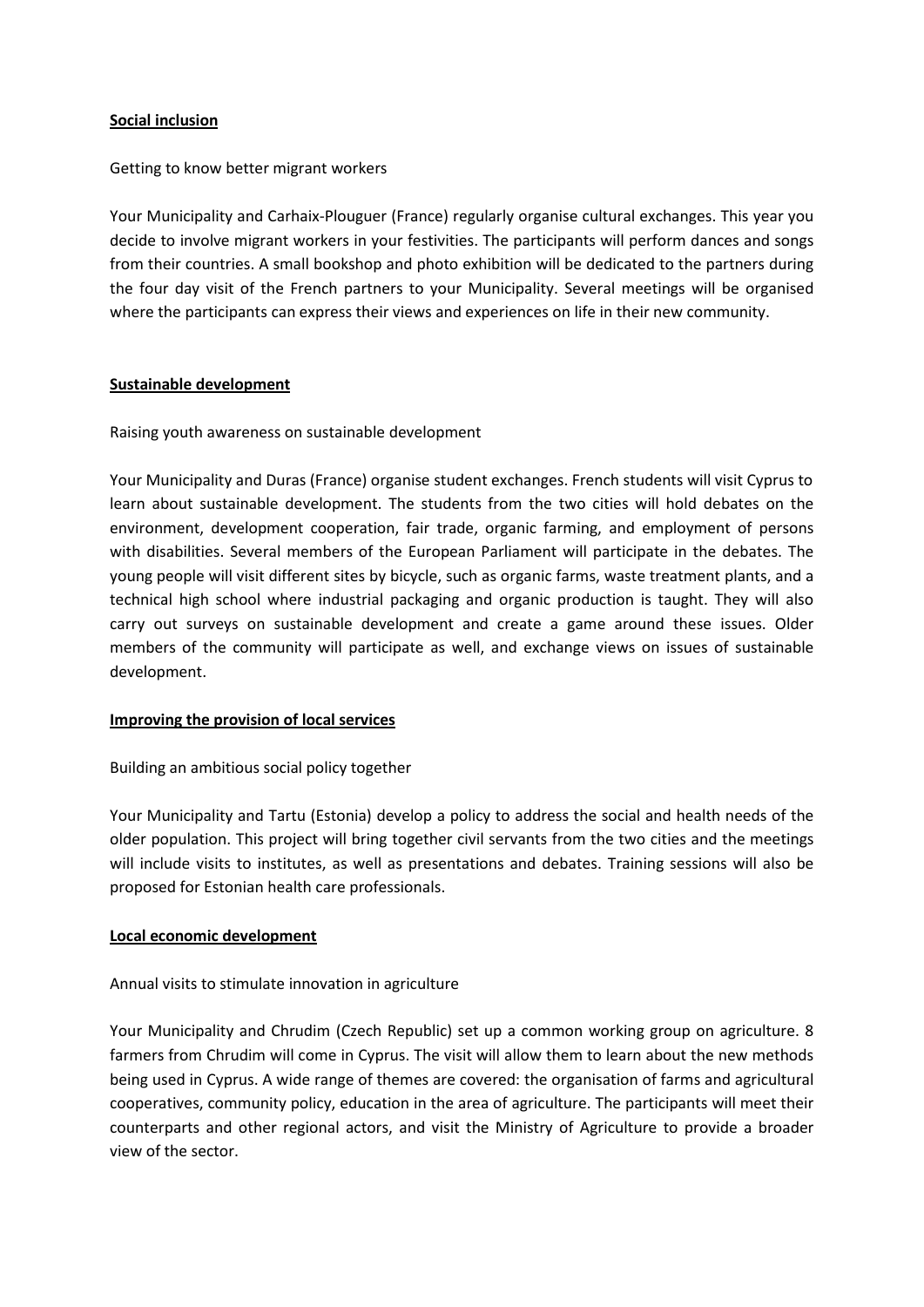**Social inclusion**

Getting to know better migrant workers

Your Municipality and Carhaix-Plouguer (France) regularly organise cultural exchanges. This year you decide to involve migrant workers in your festivities. The participants will perform dances and songs from their countries. A small bookshop and photo exhibition will be dedicated to the partners during the four day visit of the French partners to your Municipality. Several meetings will be organised where the participants can express their views and experiences on life in their new community.

**Sustainable development**

Raising youth awareness on sustainable development

Your Municipality and Duras (France) organise student exchanges. French students will visit Cyprus to learn about sustainable development. The students from the two cities will hold debates on the environment, development cooperation, fair trade, organic farming, and employment of persons with disabilities. Several members of the European Parliament will participate in the debates. The young people will visit different sites by bicycle, such as organic farms, waste treatment plants, and a technical high school where industrial packaging and organic production is taught. They will also carry out surveys on sustainable development and create a game around these issues. Older members of the community will participate as well, and exchange views on issues of sustainable development.

**Improving the provision of local services**

Building an ambitious social policy together

Your Municipality and Tartu (Estonia) develop a policy to address the social and health needs of the older population. This project will bring together civil servants from the two cities and the meetings will include visits to institutes, as well as presentations and debates. Training sessions will also be proposed for Estonian health care professionals.

**Local economic development**

Annual visits to stimulate innovation in agriculture

Your Municipality and Chrudim (Czech Republic) set up a common working group on agriculture. 8 farmers from Chrudim will come in Cyprus. The visit will allow them to learn about the new methods being used in Cyprus. A wide range of themes are covered: the organisation of farms and agricultural cooperatives, community policy, education in the area of agriculture. The participants will meet their counterparts and other regional actors, and visit the Ministry of Agriculture to provide a broader view of the sector.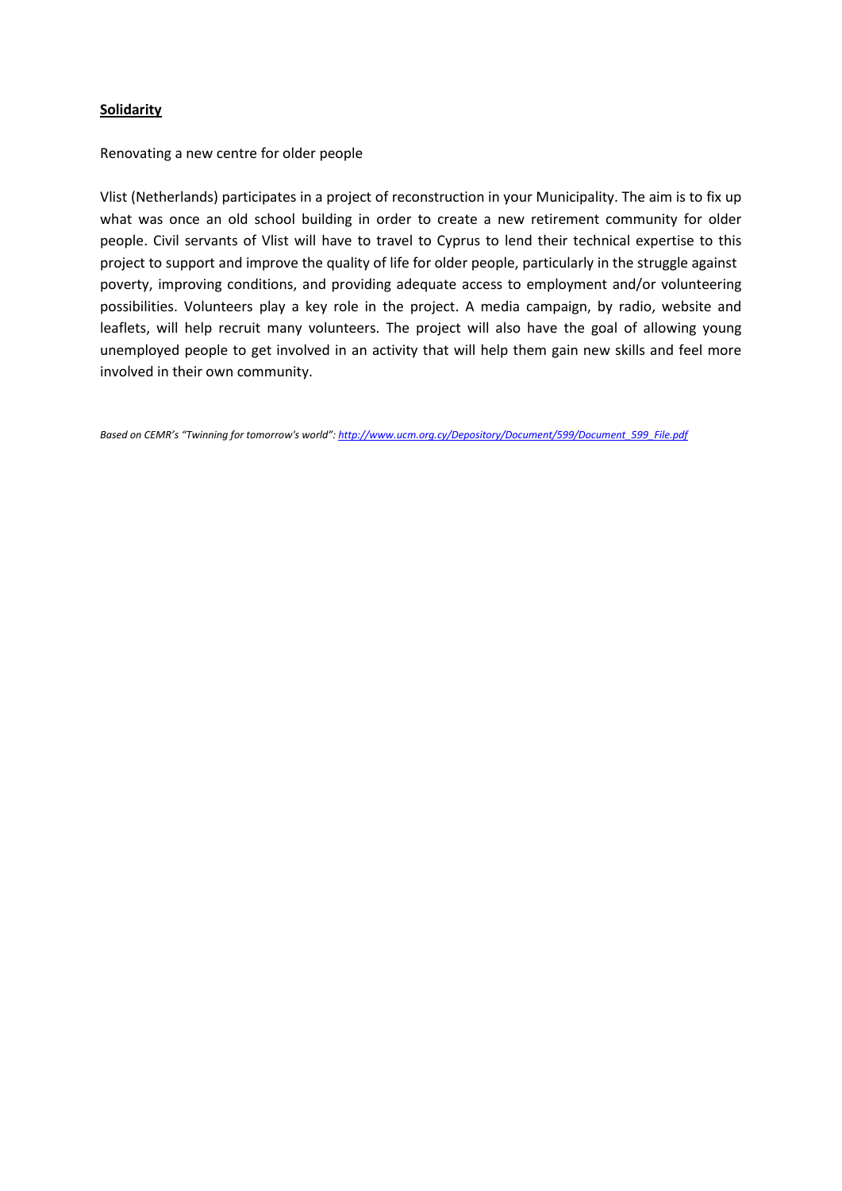**Solidarity**

Renovating a new centre for older people

Vlist (Netherlands) participates in a project of reconstruction in your Municipality. The aim is to fix up what was once an old school building in order to create a new retirement community for older people. Civil servants of Vlist will have to travel to Cyprus to lend their technical expertise to this project to support and improve the quality of life for older people, particularly in the struggle against poverty, improving conditions, and providing adequate access to employment and/or volunteering possibilities. Volunteers play a key role in the project. A media campaign, by radio, website and leaflets, will help recruit many volunteers. The project will also have the goal of allowing young unemployed people to get involved in an activity that will help them gain new skills and feel more involved in their own community.

*Based on CEMR's "Twinning for tomorrow's world": http://www.ucm.org.cy/Depository/Document/599/Document_599_File.pdf*